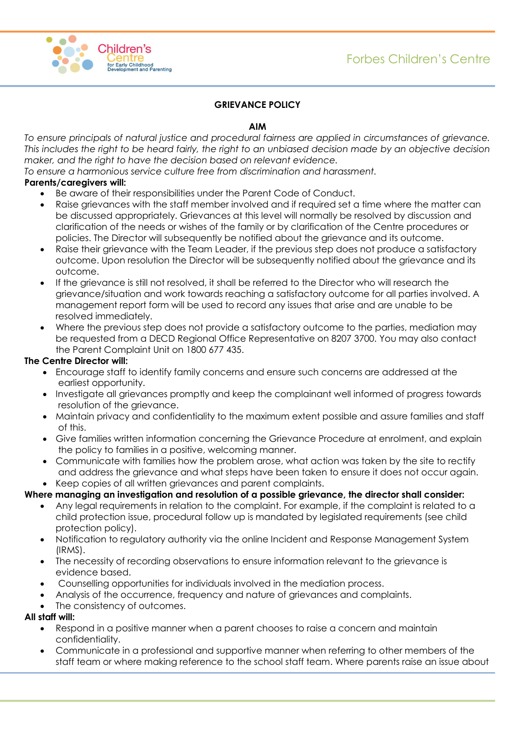# GRIEVANCE POLICY

## AIM

*To ensure principals of natural justice and procedural fairness are applied in circumstances of grievance. This includes the right to be heard fairly, the right to an unbiased decision made by an objective decision maker, and the right to have the decision based on relevant evidence.*

*To ensure a harmonious service culture free from discrimination and harassment.*

**Parents/caregivers will:**

- Be aware of their responsibilities under the Parent Code of Conduct.
- Raise grievances with the staff member involved and if required set a time where the matter can be discussed appropriately. Grievances at this level will normally be resolved by discussion and clarification of the needs or wishes of the family or by clarification of the Centre procedures or policies. The Director will subsequently be notified about the grievance and its outcome.
- Raise their grievance with the Team Leader, if the previous step does not produce a satisfactory outcome. Upon resolution the Director will be subsequently notified about the grievance and its outcome.
- If the grievance is still not resolved, it shall be referred to the Director who will research the grievance/situation and work towards reaching a satisfactory outcome for all parties involved. A management report form will be used to record any issues that arise and are unable to be resolved immediately.
- Where the previous step does not provide a satisfactory outcome to the parties, mediation may be requested from a DECD Regional Office Representative on 8207 3700. You may also contact the Parent Complaint Unit on 1800 677 435.

**The Centre Director will:**

- Encourage staff to identify family concerns and ensure such concerns are addressed at the earliest opportunity.
- Investigate all grievances promptly and keep the complainant well informed of progress towards resolution of the grievance.
- Maintain privacy and confidentiality to the maximum extent possible and assure families and staff of this.
- Give families written information concerning the Grievance Procedure at enrolment, and explain the policy to families in a positive, welcoming manner.
- Communicate with families how the problem arose, what action was taken by the site to rectify and address the grievance and what steps have been taken to ensure it does not occur again.
- Keep copies of all written grievances and parent complaints.

**Where managing an investigation and resolution of a possible grievance, the director shall consider:**

- Any legal requirements in relation to the complaint. For example, if the complaint is related to a child protection issue, procedural follow up is mandated by legislated requirements (see child protection policy).
- Notification to regulatory authority via the online Incident and Response Management System (IRMS).
- The necessity of recording observations to ensure information relevant to the grievance is evidence based.
- Counselling opportunities for individuals involved in the mediation process.
- Analysis of the occurrence, frequency and nature of grievances and complaints.
- The consistency of outcomes.

**All staff will:**

- Respond in a positive manner when a parent chooses to raise a concern and maintain confidentiality.
- Communicate in a professional and supportive manner when referring to other members of the staff team or where making reference to the school staff team. Where parents raise an issue about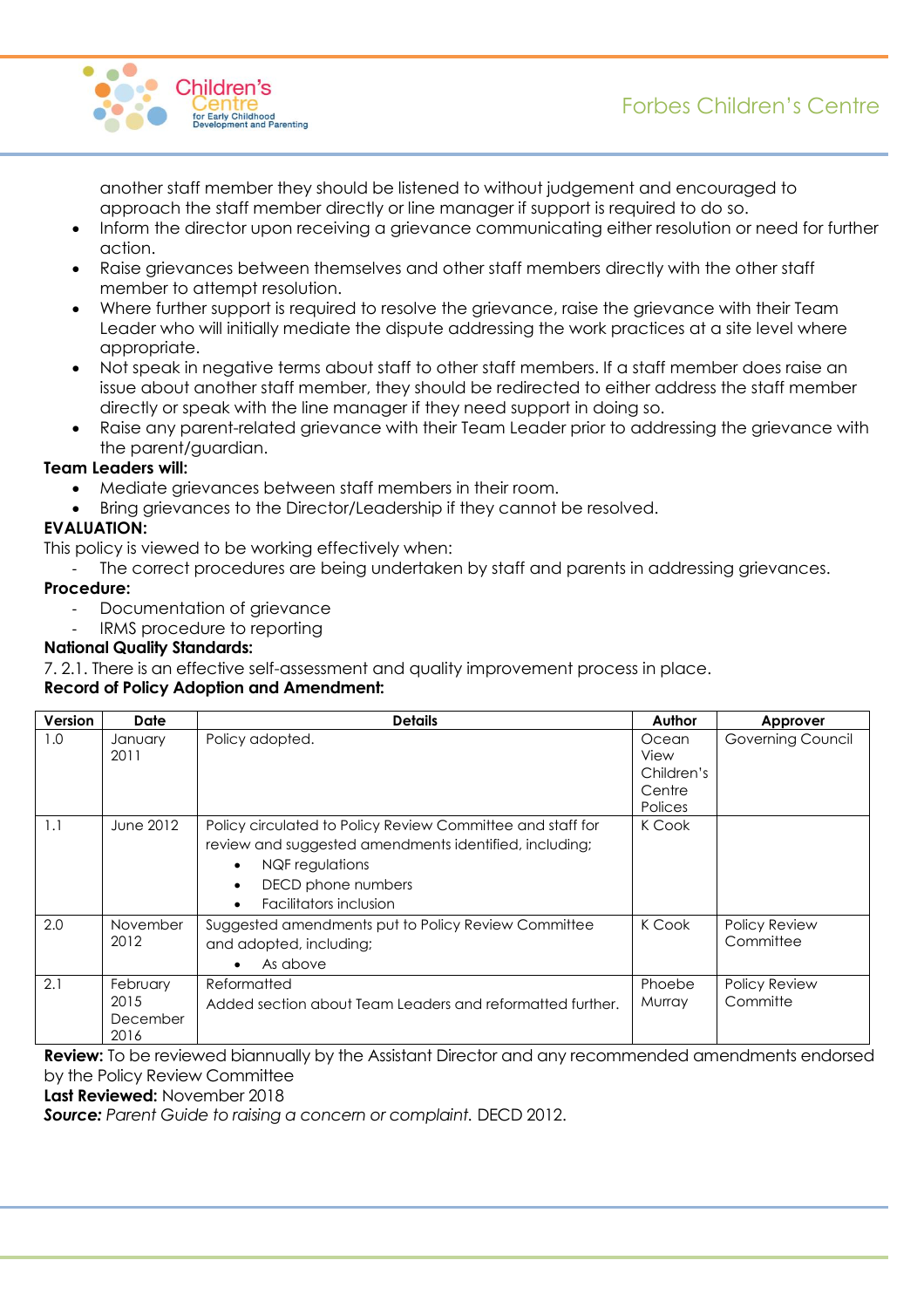another staff member they should be listened to without judgement and encouraged to approach the staff member directly or line manager if support is required to do so.

- Inform the director upon receiving a grievance communicating either resolution or need for further action.
- Raise grievances between themselves and other staff members directly with the other staff member to attempt resolution.
- Where further support is required to resolve the grievance, raise the grievance with their Team Leader who will initially mediate the dispute addressing the work practices at a site level where appropriate.
- Not speak in negative terms about staff to other staff members. If a staff member does raise an issue about another staff member, they should be redirected to either address the staff member directly or speak with the line manager if they need support in doing so.
- Raise any parent-related grievance with their Team Leader prior to addressing the grievance with the parent/guardian.

**Team Leaders will:**

- Mediate grievances between staff members in their room.
- Bring grievances to the Director/Leadership if they cannot be resolved.

**EVALUATION:**

This policy is viewed to be working effectively when:

- The correct procedures are being undertaken by staff and parents in addressing grievances.

**Procedure:**

- Documentation of grievance
- IRMS procedure to reporting

**National Quality Standards:**

7. 2.1. There is an effective self-assessment and quality improvement process in place.

**Record of Policy Adoption and Amendment:**

| Version | Date | Details | Author | Approver |
|---|---|---|---|---|
| 1.0 | January 2011 | Policy adopted. | Ocean View Children's Centre Polices | Governing Council |
| 1.1 | June 2012 | Policy circulated to Policy Review Committee and staff for review and suggested amendments identified, including;<br>• NQF regulations<br>• DECD phone numbers<br>• Facilitators inclusion | K Cook | |
| 2.0 | November 2012 | Suggested amendments put to Policy Review Committee and adopted, including;<br>• As above | K Cook | Policy Review Committee |
| 2.1 | February 2015<br>December 2016 | Reformatted<br>Added section about Team Leaders and reformatted further. | Phoebe Murray | Policy Review Committe |

**Review:** To be reviewed biannually by the Assistant Director and any recommended amendments endorsed by the Policy Review Committee

**Last Reviewed:** November 2018

***Source:*** *Parent Guide to raising a concern or complaint.* DECD 2012.